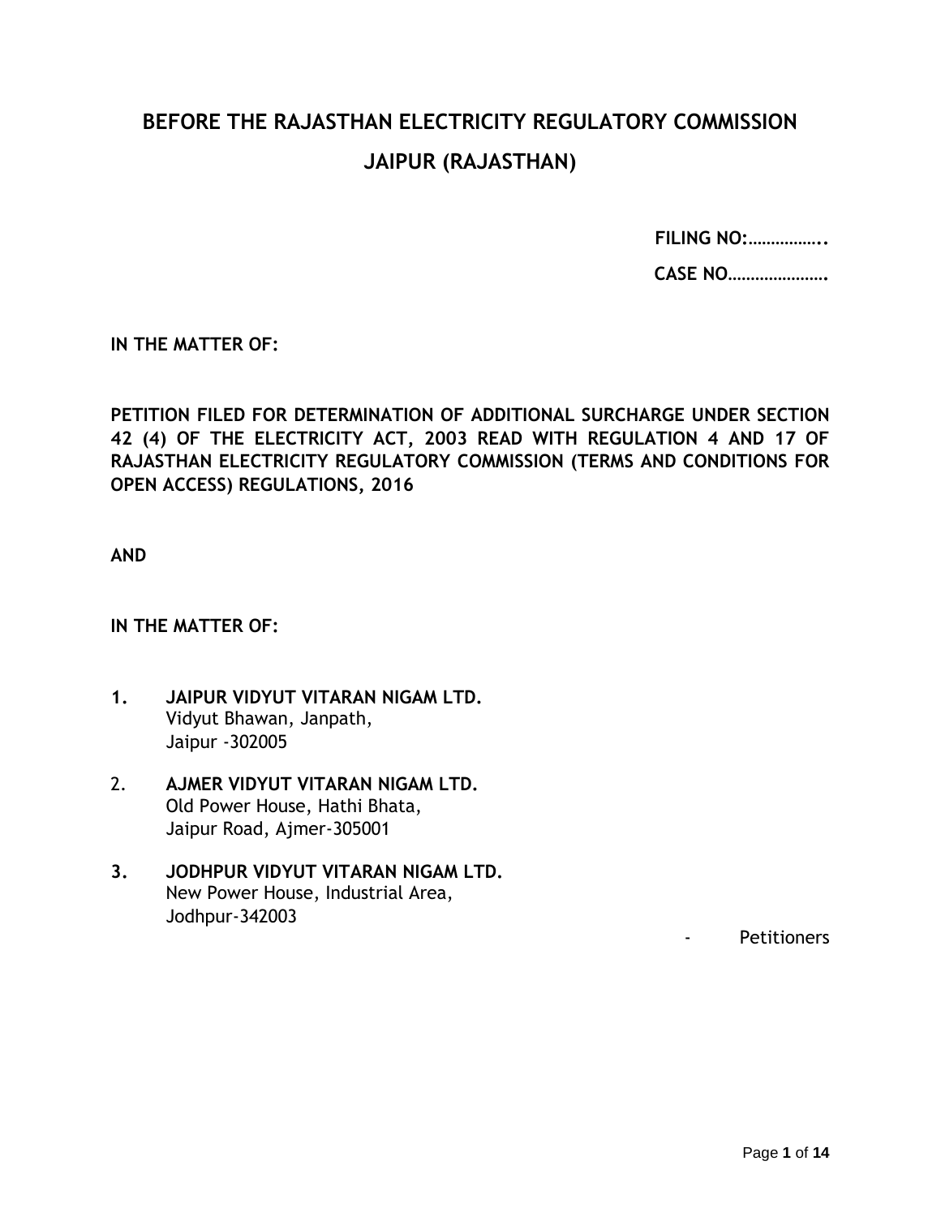# BEFORE THE RAJASTHAN ELECTRICITY REGULATORY COMMISSION

## JAIPUR (RAJASTHAN)

**FILING NO:……………..**

**CASE NO………………….**

**IN THE MATTER OF:**

**PETITION FILED FOR DETERMINATION OF ADDITIONAL SURCHARGE UNDER SECTION 42 (4) OF THE ELECTRICITY ACT, 2003 READ WITH REGULATION 4 AND 17 OF RAJASTHAN ELECTRICITY REGULATORY COMMISSION (TERMS AND CONDITIONS FOR OPEN ACCESS) REGULATIONS, 2016**

**AND**

**IN THE MATTER OF:**

1. **JAIPUR VIDYUT VITARAN NIGAM LTD.**
   Vidyut Bhawan, Janpath,
   Jaipur -302005

2. **AJMER VIDYUT VITARAN NIGAM LTD.**
   Old Power House, Hathi Bhata,
   Jaipur Road, Ajmer-305001

3. **JODHPUR VIDYUT VITARAN NIGAM LTD.**
   New Power House, Industrial Area,
   Jodhpur-342003

- Petitioners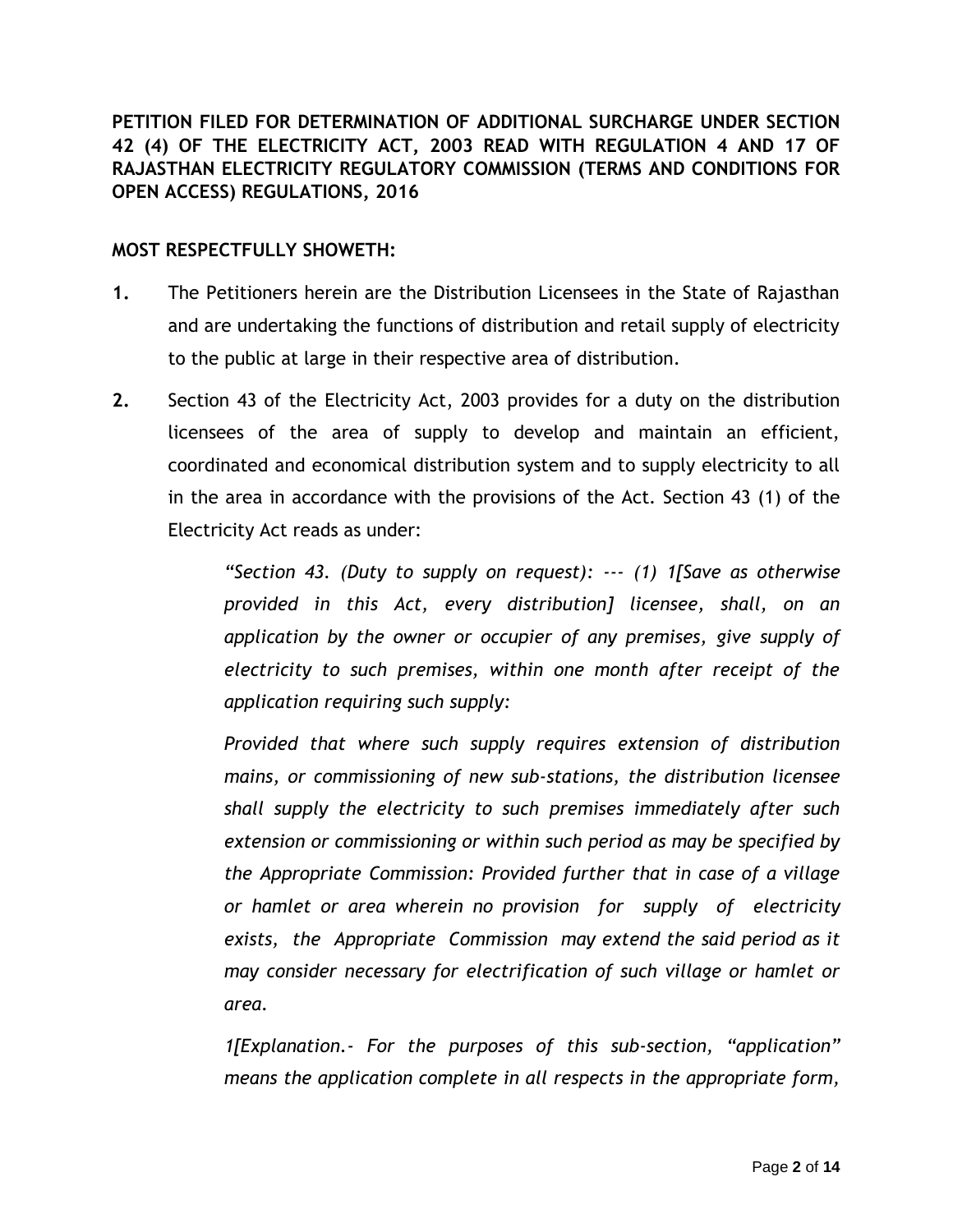**PETITION FILED FOR DETERMINATION OF ADDITIONAL SURCHARGE UNDER SECTION 42 (4) OF THE ELECTRICITY ACT, 2003 READ WITH REGULATION 4 AND 17 OF RAJASTHAN ELECTRICITY REGULATORY COMMISSION (TERMS AND CONDITIONS FOR OPEN ACCESS) REGULATIONS, 2016**

**MOST RESPECTFULLY SHOWETH:**

**1.** The Petitioners herein are the Distribution Licensees in the State of Rajasthan and are undertaking the functions of distribution and retail supply of electricity to the public at large in their respective area of distribution.

**2.** Section 43 of the Electricity Act, 2003 provides for a duty on the distribution licensees of the area of supply to develop and maintain an efficient, coordinated and economical distribution system and to supply electricity to all in the area in accordance with the provisions of the Act. Section 43 (1) of the Electricity Act reads as under:

> *"Section 43. (Duty to supply on request): --- (1) 1[Save as otherwise provided in this Act, every distribution] licensee, shall, on an application by the owner or occupier of any premises, give supply of electricity to such premises, within one month after receipt of the application requiring such supply:*
>
> *Provided that where such supply requires extension of distribution mains, or commissioning of new sub-stations, the distribution licensee shall supply the electricity to such premises immediately after such extension or commissioning or within such period as may be specified by the Appropriate Commission: Provided further that in case of a village or hamlet or area wherein no provision for supply of electricity exists, the Appropriate Commission may extend the said period as it may consider necessary for electrification of such village or hamlet or area.*
>
> *1[Explanation.- For the purposes of this sub-section, "application" means the application complete in all respects in the appropriate form,*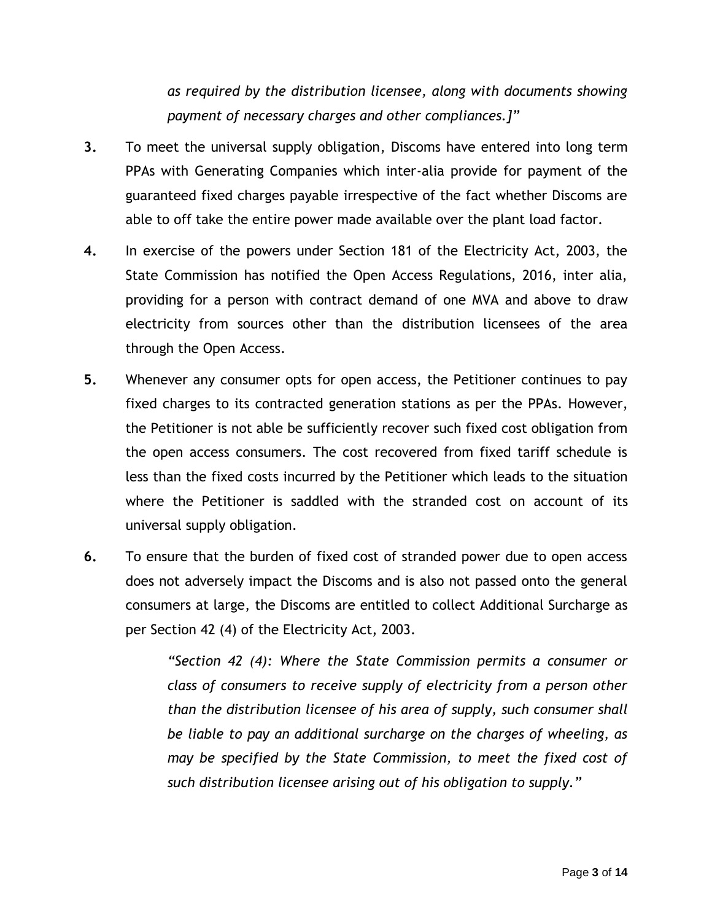*as required by the distribution licensee, along with documents showing payment of necessary charges and other compliances.]"*

**3.** To meet the universal supply obligation, Discoms have entered into long term PPAs with Generating Companies which inter-alia provide for payment of the guaranteed fixed charges payable irrespective of the fact whether Discoms are able to off take the entire power made available over the plant load factor.

**4.** In exercise of the powers under Section 181 of the Electricity Act, 2003, the State Commission has notified the Open Access Regulations, 2016, inter alia, providing for a person with contract demand of one MVA and above to draw electricity from sources other than the distribution licensees of the area through the Open Access.

**5.** Whenever any consumer opts for open access, the Petitioner continues to pay fixed charges to its contracted generation stations as per the PPAs. However, the Petitioner is not able be sufficiently recover such fixed cost obligation from the open access consumers. The cost recovered from fixed tariff schedule is less than the fixed costs incurred by the Petitioner which leads to the situation where the Petitioner is saddled with the stranded cost on account of its universal supply obligation.

**6.** To ensure that the burden of fixed cost of stranded power due to open access does not adversely impact the Discoms and is also not passed onto the general consumers at large, the Discoms are entitled to collect Additional Surcharge as per Section 42 (4) of the Electricity Act, 2003.

> *"Section 42 (4): Where the State Commission permits a consumer or class of consumers to receive supply of electricity from a person other than the distribution licensee of his area of supply, such consumer shall be liable to pay an additional surcharge on the charges of wheeling, as may be specified by the State Commission, to meet the fixed cost of such distribution licensee arising out of his obligation to supply."*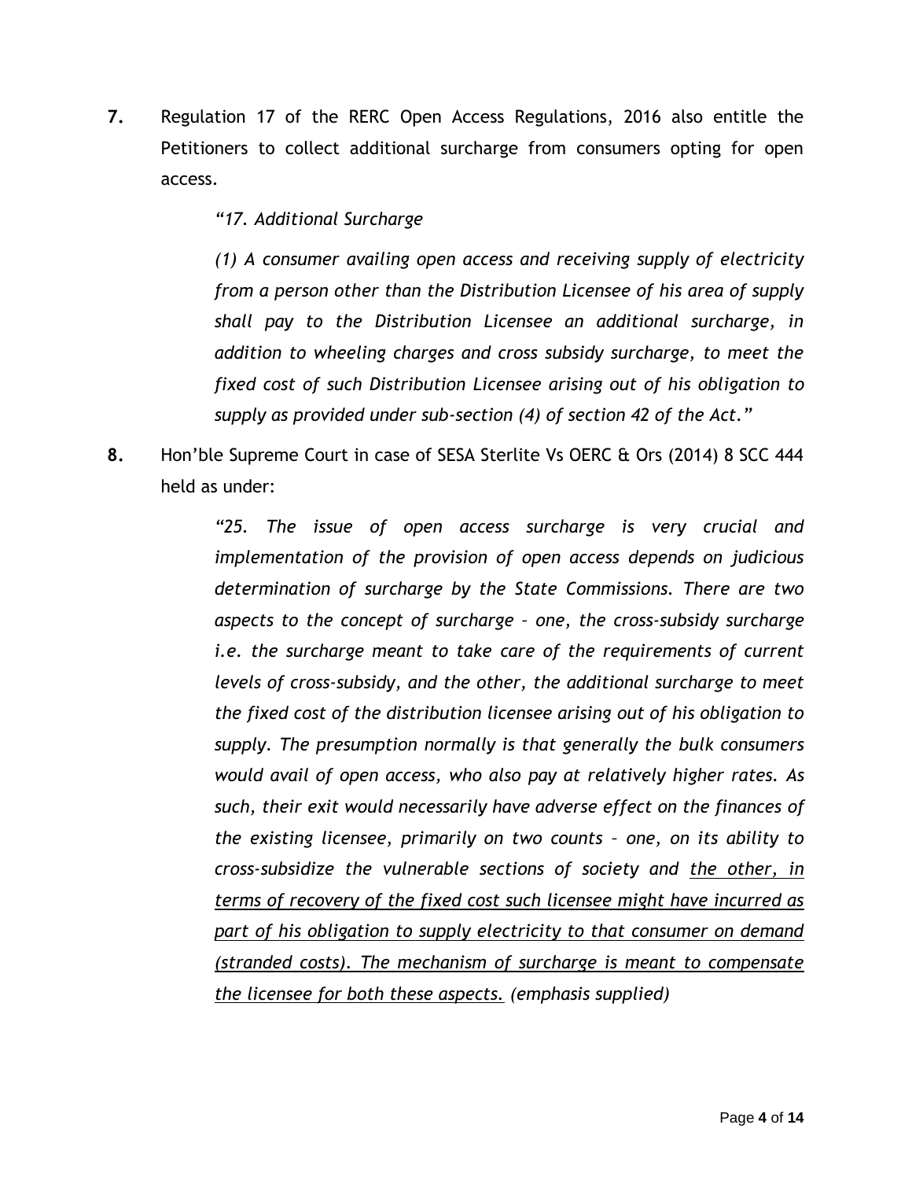**7.** Regulation 17 of the RERC Open Access Regulations, 2016 also entitle the Petitioners to collect additional surcharge from consumers opting for open access.

> *"17. Additional Surcharge*
>
> *(1) A consumer availing open access and receiving supply of electricity from a person other than the Distribution Licensee of his area of supply shall pay to the Distribution Licensee an additional surcharge, in addition to wheeling charges and cross subsidy surcharge, to meet the fixed cost of such Distribution Licensee arising out of his obligation to supply as provided under sub-section (4) of section 42 of the Act."*

**8.** Hon'ble Supreme Court in case of SESA Sterlite Vs OERC & Ors (2014) 8 SCC 444 held as under:

> *"25. The issue of open access surcharge is very crucial and implementation of the provision of open access depends on judicious determination of surcharge by the State Commissions. There are two aspects to the concept of surcharge – one, the cross-subsidy surcharge i.e. the surcharge meant to take care of the requirements of current levels of cross-subsidy, and the other, the additional surcharge to meet the fixed cost of the distribution licensee arising out of his obligation to supply. The presumption normally is that generally the bulk consumers would avail of open access, who also pay at relatively higher rates. As such, their exit would necessarily have adverse effect on the finances of the existing licensee, primarily on two counts – one, on its ability to cross-subsidize the vulnerable sections of society and <u>the other, in terms of recovery of the fixed cost such licensee might have incurred as part of his obligation to supply electricity to that consumer on demand (stranded costs). The mechanism of surcharge is meant to compensate the licensee for both these aspects.</u> (emphasis supplied)*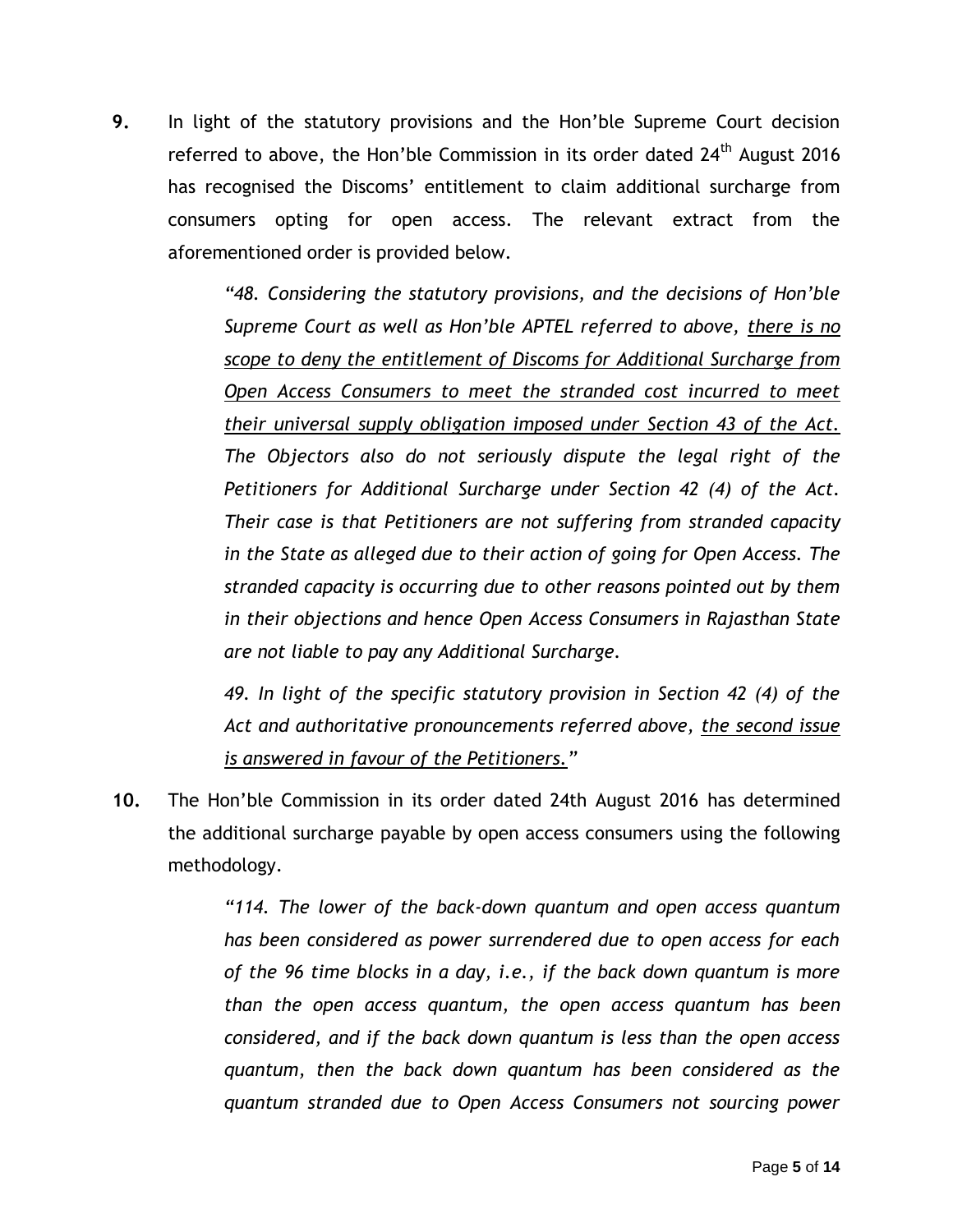**9.** In light of the statutory provisions and the Hon'ble Supreme Court decision referred to above, the Hon'ble Commission in its order dated 24th August 2016 has recognised the Discoms' entitlement to claim additional surcharge from consumers opting for open access. The relevant extract from the aforementioned order is provided below.

> *"48. Considering the statutory provisions, and the decisions of Hon'ble Supreme Court as well as Hon'ble APTEL referred to above, <u>there is no scope to deny the entitlement of Discoms for Additional Surcharge from Open Access Consumers to meet the stranded cost incurred to meet their universal supply obligation imposed under Section 43 of the Act.</u> The Objectors also do not seriously dispute the legal right of the Petitioners for Additional Surcharge under Section 42 (4) of the Act. Their case is that Petitioners are not suffering from stranded capacity in the State as alleged due to their action of going for Open Access. The stranded capacity is occurring due to other reasons pointed out by them in their objections and hence Open Access Consumers in Rajasthan State are not liable to pay any Additional Surcharge.*
>
> *49. In light of the specific statutory provision in Section 42 (4) of the Act and authoritative pronouncements referred above, <u>the second issue is answered in favour of the Petitioners.</u>"*

**10.** The Hon'ble Commission in its order dated 24th August 2016 has determined the additional surcharge payable by open access consumers using the following methodology.

> *"114. The lower of the back-down quantum and open access quantum has been considered as power surrendered due to open access for each of the 96 time blocks in a day, i.e., if the back down quantum is more than the open access quantum, the open access quantum has been considered, and if the back down quantum is less than the open access quantum, then the back down quantum has been considered as the quantum stranded due to Open Access Consumers not sourcing power*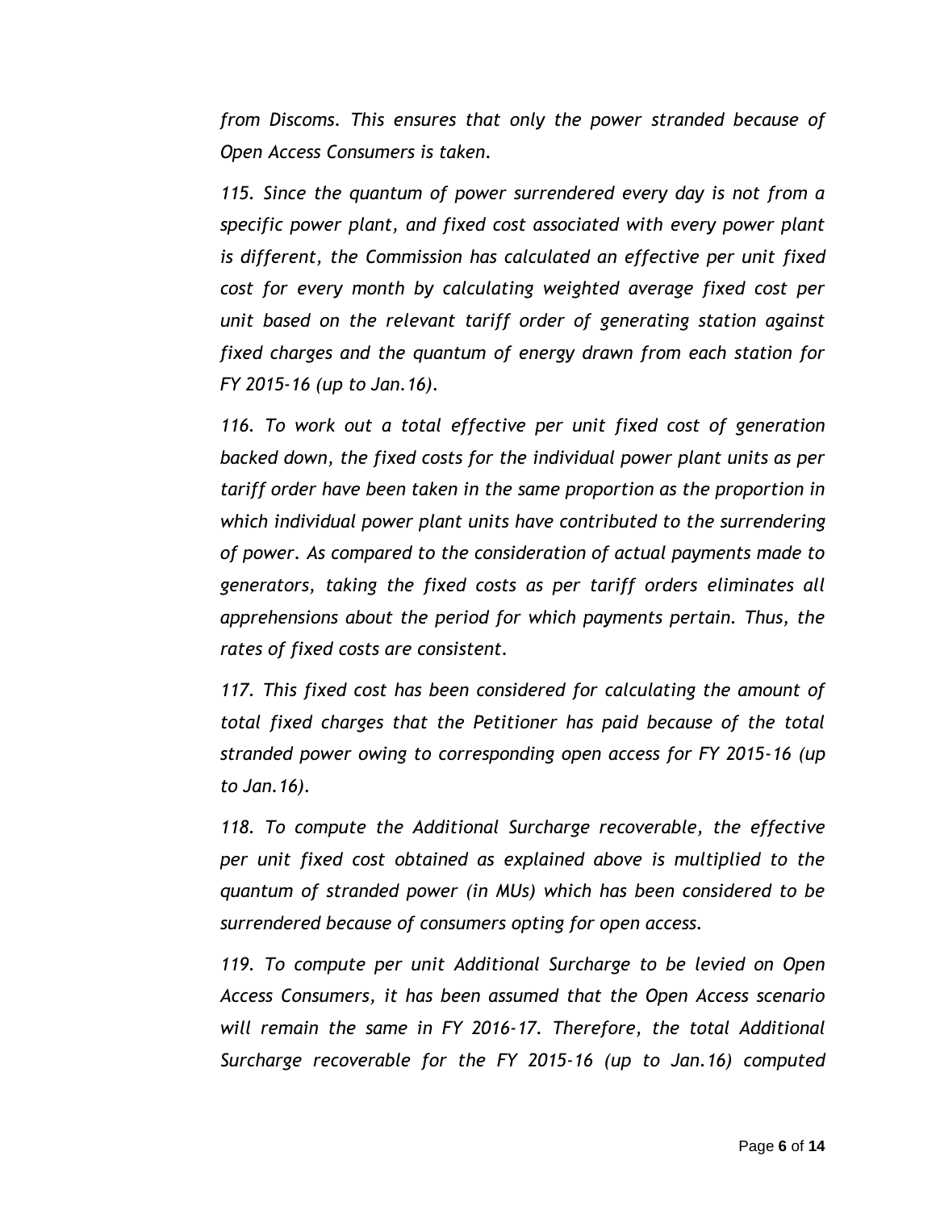*from Discoms. This ensures that only the power stranded because of Open Access Consumers is taken.*

*115. Since the quantum of power surrendered every day is not from a specific power plant, and fixed cost associated with every power plant is different, the Commission has calculated an effective per unit fixed cost for every month by calculating weighted average fixed cost per unit based on the relevant tariff order of generating station against fixed charges and the quantum of energy drawn from each station for FY 2015-16 (up to Jan.16).*

*116. To work out a total effective per unit fixed cost of generation backed down, the fixed costs for the individual power plant units as per tariff order have been taken in the same proportion as the proportion in which individual power plant units have contributed to the surrendering of power. As compared to the consideration of actual payments made to generators, taking the fixed costs as per tariff orders eliminates all apprehensions about the period for which payments pertain. Thus, the rates of fixed costs are consistent.*

*117. This fixed cost has been considered for calculating the amount of total fixed charges that the Petitioner has paid because of the total stranded power owing to corresponding open access for FY 2015-16 (up to Jan.16).*

*118. To compute the Additional Surcharge recoverable, the effective per unit fixed cost obtained as explained above is multiplied to the quantum of stranded power (in MUs) which has been considered to be surrendered because of consumers opting for open access.*

*119. To compute per unit Additional Surcharge to be levied on Open Access Consumers, it has been assumed that the Open Access scenario will remain the same in FY 2016-17. Therefore, the total Additional Surcharge recoverable for the FY 2015-16 (up to Jan.16) computed*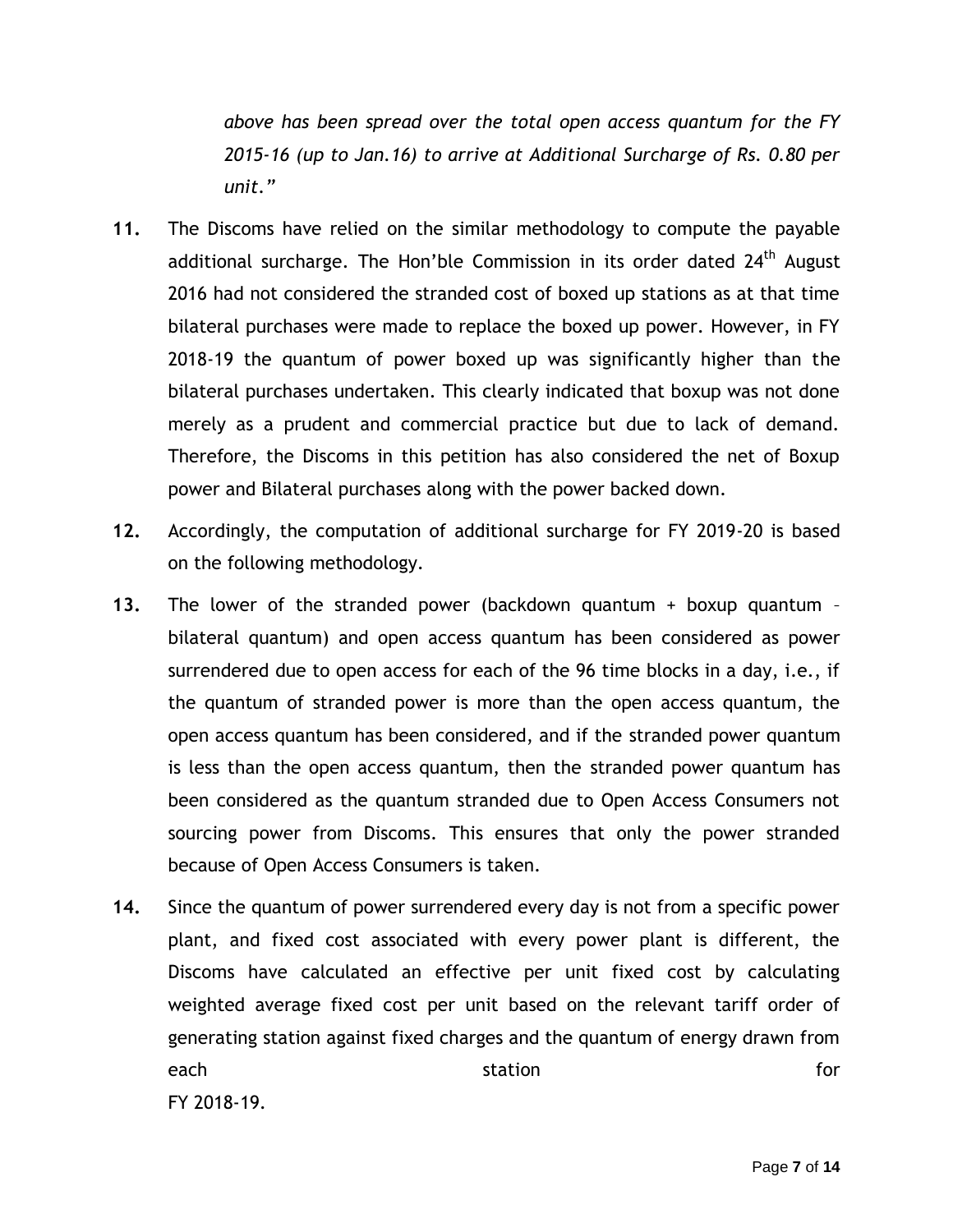*above has been spread over the total open access quantum for the FY 2015-16 (up to Jan.16) to arrive at Additional Surcharge of Rs. 0.80 per unit."*

**11.** The Discoms have relied on the similar methodology to compute the payable additional surcharge. The Hon'ble Commission in its order dated 24th August 2016 had not considered the stranded cost of boxed up stations as at that time bilateral purchases were made to replace the boxed up power. However, in FY 2018-19 the quantum of power boxed up was significantly higher than the bilateral purchases undertaken. This clearly indicated that boxup was not done merely as a prudent and commercial practice but due to lack of demand. Therefore, the Discoms in this petition has also considered the net of Boxup power and Bilateral purchases along with the power backed down.

**12.** Accordingly, the computation of additional surcharge for FY 2019-20 is based on the following methodology.

**13.** The lower of the stranded power (backdown quantum + boxup quantum – bilateral quantum) and open access quantum has been considered as power surrendered due to open access for each of the 96 time blocks in a day, i.e., if the quantum of stranded power is more than the open access quantum, the open access quantum has been considered, and if the stranded power quantum is less than the open access quantum, then the stranded power quantum has been considered as the quantum stranded due to Open Access Consumers not sourcing power from Discoms. This ensures that only the power stranded because of Open Access Consumers is taken.

**14.** Since the quantum of power surrendered every day is not from a specific power plant, and fixed cost associated with every power plant is different, the Discoms have calculated an effective per unit fixed cost by calculating weighted average fixed cost per unit based on the relevant tariff order of generating station against fixed charges and the quantum of energy drawn from each station for FY 2018-19.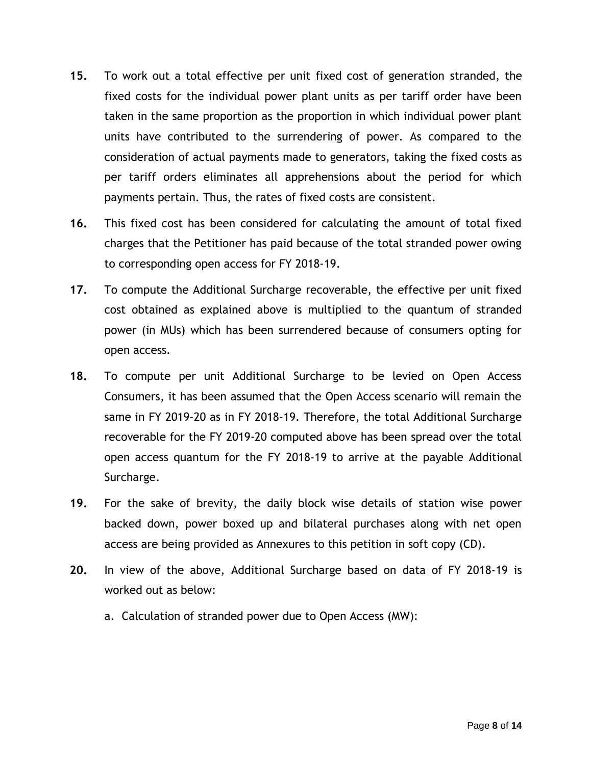**15.** To work out a total effective per unit fixed cost of generation stranded, the fixed costs for the individual power plant units as per tariff order have been taken in the same proportion as the proportion in which individual power plant units have contributed to the surrendering of power. As compared to the consideration of actual payments made to generators, taking the fixed costs as per tariff orders eliminates all apprehensions about the period for which payments pertain. Thus, the rates of fixed costs are consistent.

**16.** This fixed cost has been considered for calculating the amount of total fixed charges that the Petitioner has paid because of the total stranded power owing to corresponding open access for FY 2018-19.

**17.** To compute the Additional Surcharge recoverable, the effective per unit fixed cost obtained as explained above is multiplied to the quantum of stranded power (in MUs) which has been surrendered because of consumers opting for open access.

**18.** To compute per unit Additional Surcharge to be levied on Open Access Consumers, it has been assumed that the Open Access scenario will remain the same in FY 2019-20 as in FY 2018-19. Therefore, the total Additional Surcharge recoverable for the FY 2019-20 computed above has been spread over the total open access quantum for the FY 2018-19 to arrive at the payable Additional Surcharge.

**19.** For the sake of brevity, the daily block wise details of station wise power backed down, power boxed up and bilateral purchases along with net open access are being provided as Annexures to this petition in soft copy (CD).

**20.** In view of the above, Additional Surcharge based on data of FY 2018-19 is worked out as below:

a. Calculation of stranded power due to Open Access (MW):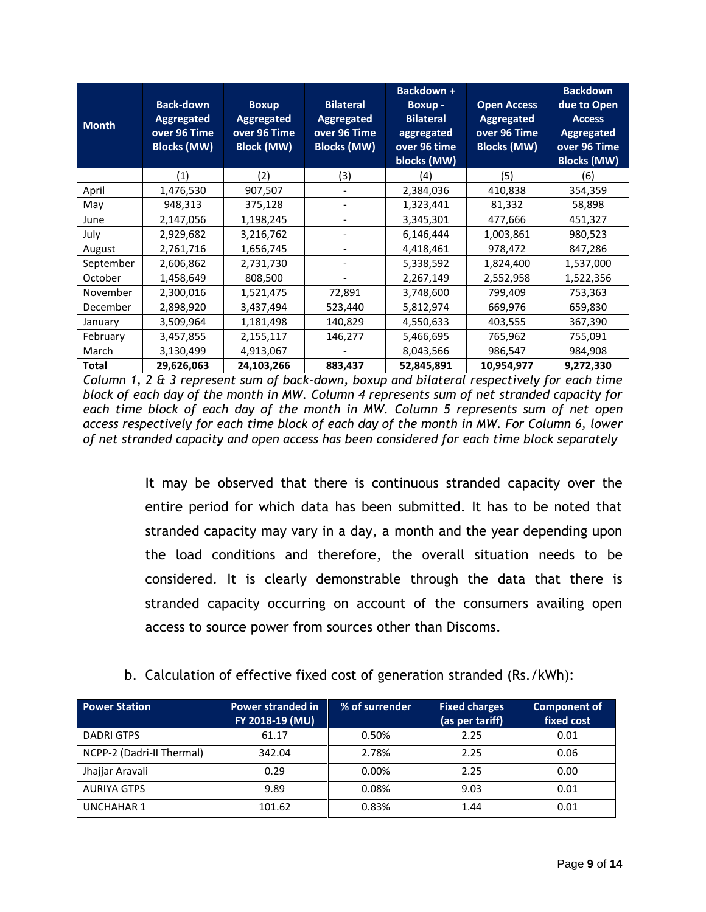| Month | Back-down Aggregated over 96 Time Blocks (MW) | Boxup Aggregated over 96 Time Block (MW) | Bilateral Aggregated over 96 Time Blocks (MW) | Backdown + Boxup - Bilateral aggregated over 96 time blocks (MW) | Open Access Aggregated over 96 Time Blocks (MW) | Backdown due to Open Access Aggregated over 96 Time Blocks (MW) |
|---|---|---|---|---|---|---|
| | (1) | (2) | (3) | (4) | (5) | (6) |
| April | 1,476,530 | 907,507 | - | 2,384,036 | 410,838 | 354,359 |
| May | 948,313 | 375,128 | - | 1,323,441 | 81,332 | 58,898 |
| June | 2,147,056 | 1,198,245 | - | 3,345,301 | 477,666 | 451,327 |
| July | 2,929,682 | 3,216,762 | - | 6,146,444 | 1,003,861 | 980,523 |
| August | 2,761,716 | 1,656,745 | - | 4,418,461 | 978,472 | 847,286 |
| September | 2,606,862 | 2,731,730 | - | 5,338,592 | 1,824,400 | 1,537,000 |
| October | 1,458,649 | 808,500 | - | 2,267,149 | 2,552,958 | 1,522,356 |
| November | 2,300,016 | 1,521,475 | 72,891 | 3,748,600 | 799,409 | 753,363 |
| December | 2,898,920 | 3,437,494 | 523,440 | 5,812,974 | 669,976 | 659,830 |
| January | 3,509,964 | 1,181,498 | 140,829 | 4,550,633 | 403,555 | 367,390 |
| February | 3,457,855 | 2,155,117 | 146,277 | 5,466,695 | 765,962 | 755,091 |
| March | 3,130,499 | 4,913,067 | - | 8,043,566 | 986,547 | 984,908 |
| **Total** | **29,626,063** | **24,103,266** | **883,437** | **52,845,891** | **10,954,977** | **9,272,330** |

*Column 1, 2 & 3 represent sum of back-down, boxup and bilateral respectively for each time block of each day of the month in MW. Column 4 represents sum of net stranded capacity for each time block of each day of the month in MW. Column 5 represents sum of net open access respectively for each time block of each day of the month in MW. For Column 6, lower of net stranded capacity and open access has been considered for each time block separately*

It may be observed that there is continuous stranded capacity over the entire period for which data has been submitted. It has to be noted that stranded capacity may vary in a day, a month and the year depending upon the load conditions and therefore, the overall situation needs to be considered. It is clearly demonstrable through the data that there is stranded capacity occurring on account of the consumers availing open access to source power from sources other than Discoms.

b. Calculation of effective fixed cost of generation stranded (Rs./kWh):

| Power Station | Power stranded in FY 2018-19 (MU) | % of surrender | Fixed charges (as per tariff) | Component of fixed cost |
|---|---|---|---|---|
| DADRI GTPS | 61.17 | 0.50% | 2.25 | 0.01 |
| NCPP-2 (Dadri-II Thermal) | 342.04 | 2.78% | 2.25 | 0.06 |
| Jhajjar Aravali | 0.29 | 0.00% | 2.25 | 0.00 |
| AURIYA GTPS | 9.89 | 0.08% | 9.03 | 0.01 |
| UNCHAHAR 1 | 101.62 | 0.83% | 1.44 | 0.01 |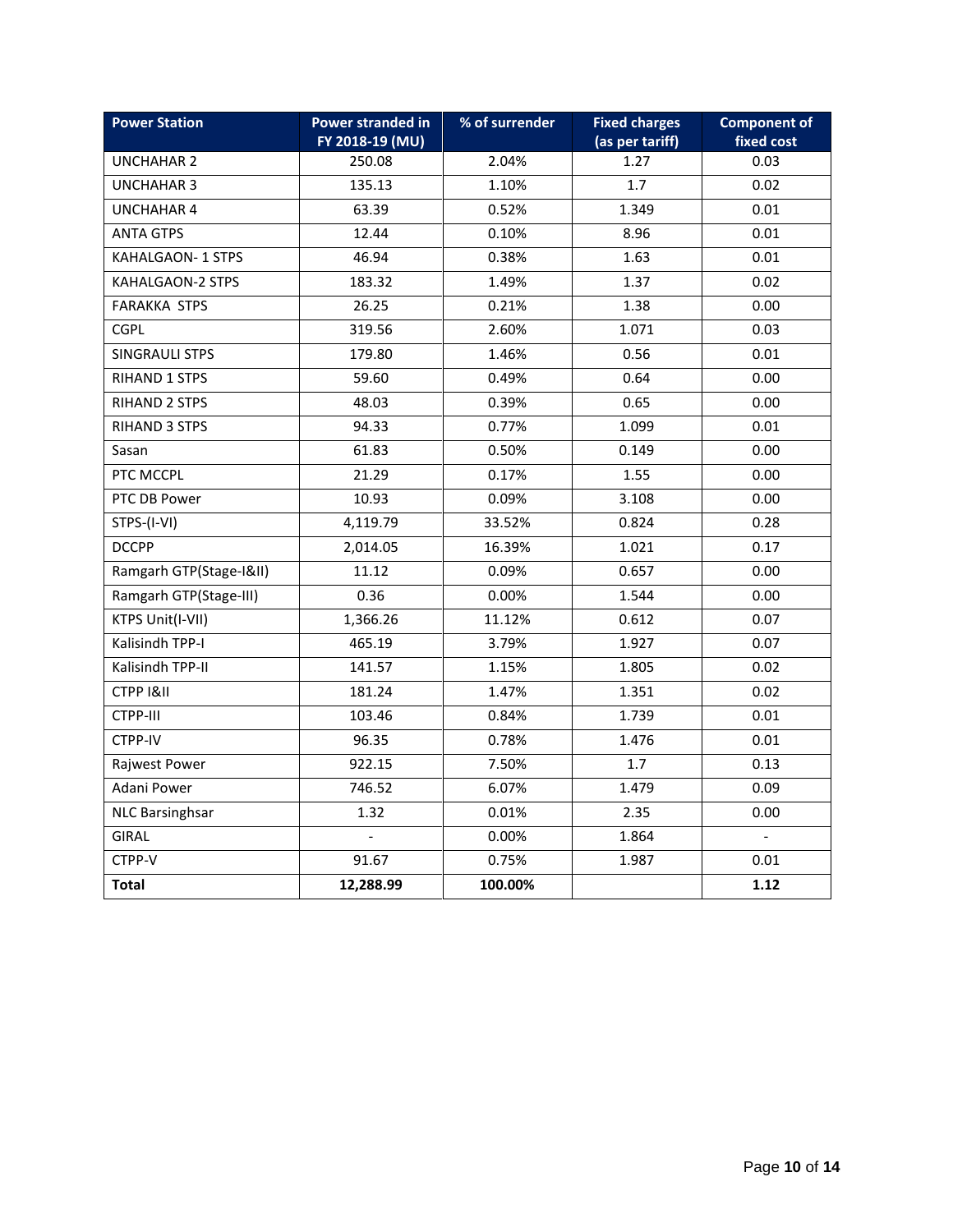| Power Station | Power stranded in FY 2018-19 (MU) | % of surrender | Fixed charges (as per tariff) | Component of fixed cost |
|---|---|---|---|---|
| UNCHAHAR 2 | 250.08 | 2.04% | 1.27 | 0.03 |
| UNCHAHAR 3 | 135.13 | 1.10% | 1.7 | 0.02 |
| UNCHAHAR 4 | 63.39 | 0.52% | 1.349 | 0.01 |
| ANTA GTPS | 12.44 | 0.10% | 8.96 | 0.01 |
| KAHALGAON- 1 STPS | 46.94 | 0.38% | 1.63 | 0.01 |
| KAHALGAON-2 STPS | 183.32 | 1.49% | 1.37 | 0.02 |
| FARAKKA STPS | 26.25 | 0.21% | 1.38 | 0.00 |
| CGPL | 319.56 | 2.60% | 1.071 | 0.03 |
| SINGRAULI STPS | 179.80 | 1.46% | 0.56 | 0.01 |
| RIHAND 1 STPS | 59.60 | 0.49% | 0.64 | 0.00 |
| RIHAND 2 STPS | 48.03 | 0.39% | 0.65 | 0.00 |
| RIHAND 3 STPS | 94.33 | 0.77% | 1.099 | 0.01 |
| Sasan | 61.83 | 0.50% | 0.149 | 0.00 |
| PTC MCCPL | 21.29 | 0.17% | 1.55 | 0.00 |
| PTC DB Power | 10.93 | 0.09% | 3.108 | 0.00 |
| STPS-(I-VI) | 4,119.79 | 33.52% | 0.824 | 0.28 |
| DCCPP | 2,014.05 | 16.39% | 1.021 | 0.17 |
| Ramgarh GTP(Stage-I&II) | 11.12 | 0.09% | 0.657 | 0.00 |
| Ramgarh GTP(Stage-III) | 0.36 | 0.00% | 1.544 | 0.00 |
| KTPS Unit(I-VII) | 1,366.26 | 11.12% | 0.612 | 0.07 |
| Kalisindh TPP-I | 465.19 | 3.79% | 1.927 | 0.07 |
| Kalisindh TPP-II | 141.57 | 1.15% | 1.805 | 0.02 |
| CTPP I&II | 181.24 | 1.47% | 1.351 | 0.02 |
| CTPP-III | 103.46 | 0.84% | 1.739 | 0.01 |
| CTPP-IV | 96.35 | 0.78% | 1.476 | 0.01 |
| Rajwest Power | 922.15 | 7.50% | 1.7 | 0.13 |
| Adani Power | 746.52 | 6.07% | 1.479 | 0.09 |
| NLC Barsinghsar | 1.32 | 0.01% | 2.35 | 0.00 |
| GIRAL | - | 0.00% | 1.864 | - |
| CTPP-V | 91.67 | 0.75% | 1.987 | 0.01 |
| **Total** | **12,288.99** | **100.00%** | | **1.12** |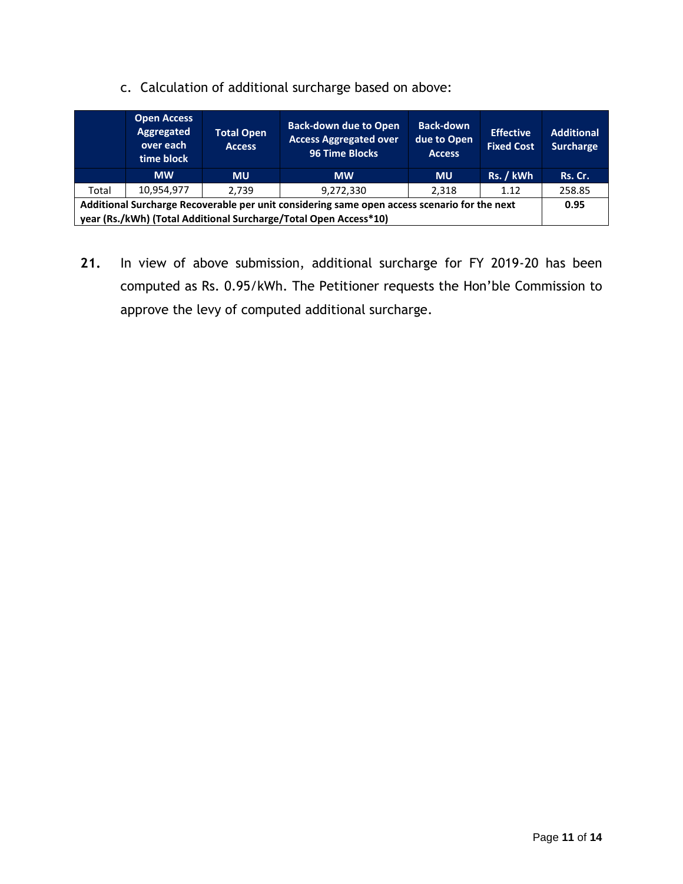c. Calculation of additional surcharge based on above:

| | Open Access Aggregated over each time block | Total Open Access | Back-down due to Open Access Aggregated over 96 Time Blocks | Back-down due to Open Access | Effective Fixed Cost | Additional Surcharge |
|---|---|---|---|---|---|---|
| | MW | MU | MW | MU | Rs. / kWh | Rs. Cr. |
| Total | 10,954,977 | 2,739 | 9,272,330 | 2,318 | 1.12 | 258.85 |
| **Additional Surcharge Recoverable per unit considering same open access scenario for the next year (Rs./kWh) (Total Additional Surcharge/Total Open Access*10)** | | | | | | **0.95** |

**21.** In view of above submission, additional surcharge for FY 2019-20 has been computed as Rs. 0.95/kWh. The Petitioner requests the Hon'ble Commission to approve the levy of computed additional surcharge.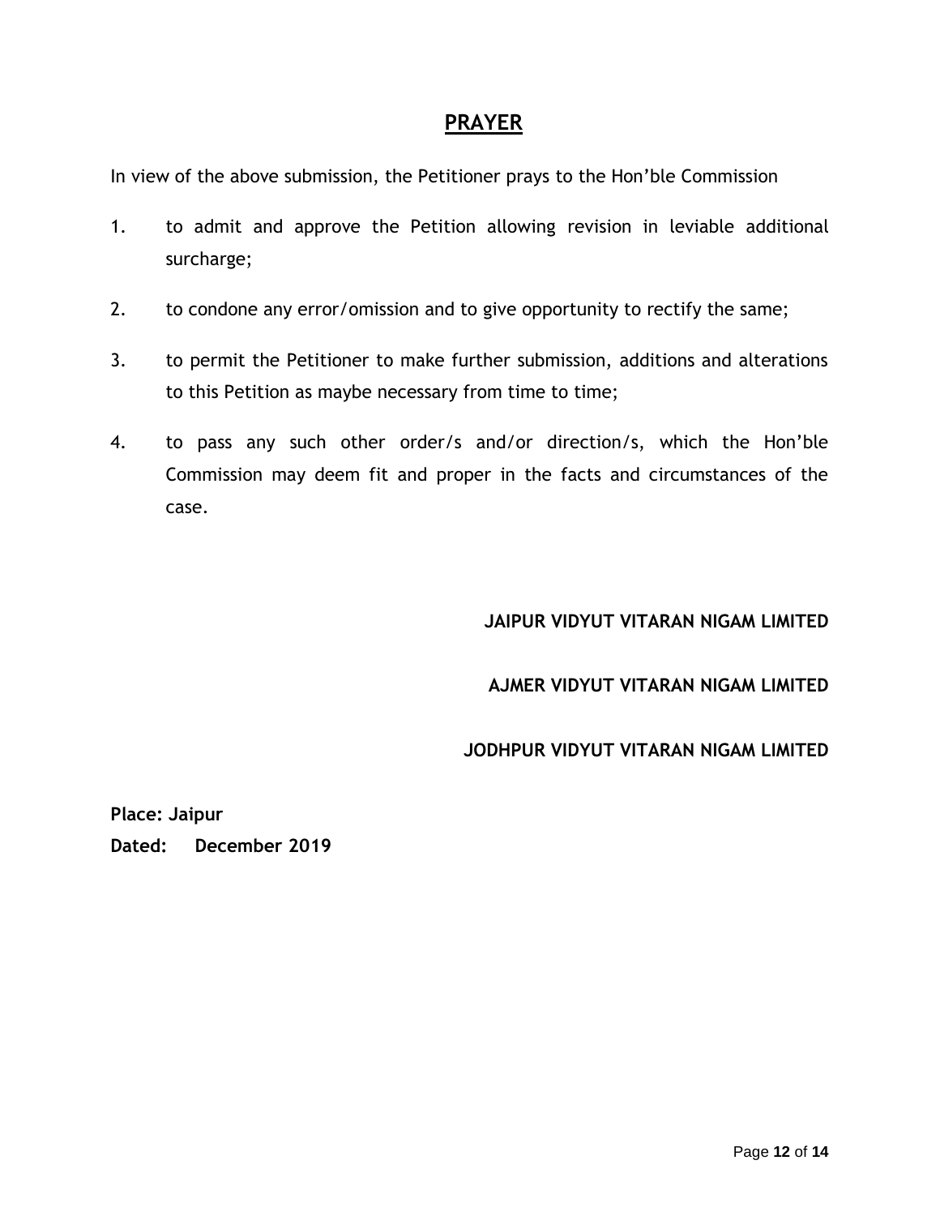## PRAYER

In view of the above submission, the Petitioner prays to the Hon'ble Commission

1. to admit and approve the Petition allowing revision in leviable additional surcharge;
2. to condone any error/omission and to give opportunity to rectify the same;
3. to permit the Petitioner to make further submission, additions and alterations to this Petition as maybe necessary from time to time;
4. to pass any such other order/s and/or direction/s, which the Hon'ble Commission may deem fit and proper in the facts and circumstances of the case.

**JAIPUR VIDYUT VITARAN NIGAM LIMITED**

**AJMER VIDYUT VITARAN NIGAM LIMITED**

**JODHPUR VIDYUT VITARAN NIGAM LIMITED**

**Place: Jaipur**
**Dated: December 2019**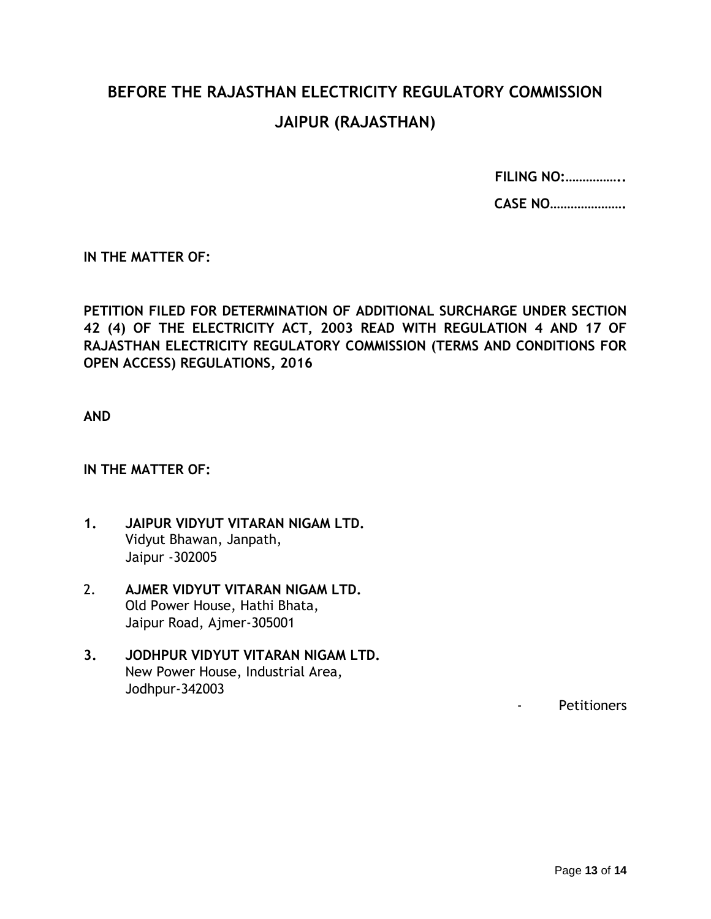# BEFORE THE RAJASTHAN ELECTRICITY REGULATORY COMMISSION

# JAIPUR (RAJASTHAN)

**FILING NO:……………..**

**CASE NO………………….**

**IN THE MATTER OF:**

**PETITION FILED FOR DETERMINATION OF ADDITIONAL SURCHARGE UNDER SECTION 42 (4) OF THE ELECTRICITY ACT, 2003 READ WITH REGULATION 4 AND 17 OF RAJASTHAN ELECTRICITY REGULATORY COMMISSION (TERMS AND CONDITIONS FOR OPEN ACCESS) REGULATIONS, 2016**

**AND**

**IN THE MATTER OF:**

1. **JAIPUR VIDYUT VITARAN NIGAM LTD.**
   Vidyut Bhawan, Janpath,
   Jaipur -302005

2. **AJMER VIDYUT VITARAN NIGAM LTD.**
   Old Power House, Hathi Bhata,
   Jaipur Road, Ajmer-305001

3. **JODHPUR VIDYUT VITARAN NIGAM LTD.**
   New Power House, Industrial Area,
   Jodhpur-342003

- Petitioners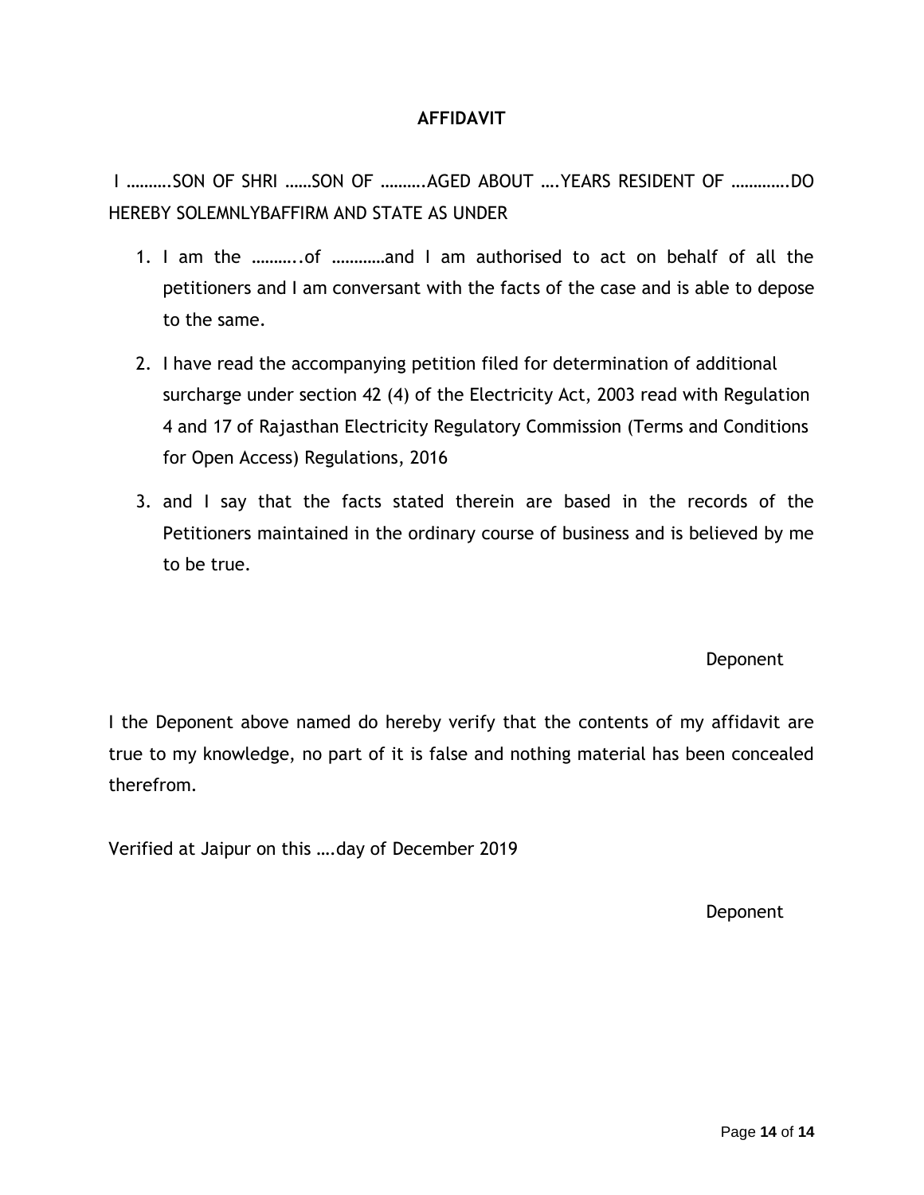**AFFIDAVIT**

I ……….SON OF SHRI ……SON OF ……….AGED ABOUT ….YEARS RESIDENT OF ………….DO HEREBY SOLEMNLYBAFFIRM AND STATE AS UNDER

1. I am the ………..of …………and I am authorised to act on behalf of all the petitioners and I am conversant with the facts of the case and is able to depose to the same.
2. I have read the accompanying petition filed for determination of additional surcharge under section 42 (4) of the Electricity Act, 2003 read with Regulation 4 and 17 of Rajasthan Electricity Regulatory Commission (Terms and Conditions for Open Access) Regulations, 2016
3. and I say that the facts stated therein are based in the records of the Petitioners maintained in the ordinary course of business and is believed by me to be true.

Deponent

I the Deponent above named do hereby verify that the contents of my affidavit are true to my knowledge, no part of it is false and nothing material has been concealed therefrom.

Verified at Jaipur on this ….day of December 2019

Deponent